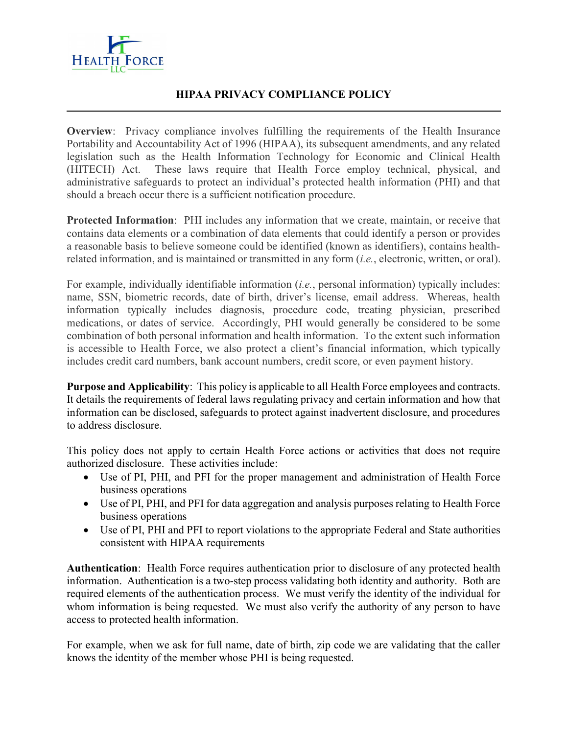# HIPAA PRIVACY COMPLIANCE POLICY

**Overview**: Privacy compliance involves fulfilling the requirements of the Health Insurance Portability and Accountability Act of 1996 (HIPAA), its subsequent amendments, and any related legislation such as the Health Information Technology for Economic and Clinical Health (HITECH) Act. These laws require that Health Force employ technical, physical, and administrative safeguards to protect an individual's protected health information (PHI) and that should a breach occur there is a sufficient notification procedure.

**Protected Information**: PHI includes any information that we create, maintain, or receive that contains data elements or a combination of data elements that could identify a person or provides a reasonable basis to believe someone could be identified (known as identifiers), contains health-related information, and is maintained or transmitted in any form (*i.e.*, electronic, written, or oral).

For example, individually identifiable information (*i.e.*, personal information) typically includes: name, SSN, biometric records, date of birth, driver's license, email address. Whereas, health information typically includes diagnosis, procedure code, treating physician, prescribed medications, or dates of service. Accordingly, PHI would generally be considered to be some combination of both personal information and health information. To the extent such information is accessible to Health Force, we also protect a client's financial information, which typically includes credit card numbers, bank account numbers, credit score, or even payment history.

**Purpose and Applicability**: This policy is applicable to all Health Force employees and contracts. It details the requirements of federal laws regulating privacy and certain information and how that information can be disclosed, safeguards to protect against inadvertent disclosure, and procedures to address disclosure.

This policy does not apply to certain Health Force actions or activities that does not require authorized disclosure. These activities include:

- Use of PI, PHI, and PFI for the proper management and administration of Health Force business operations
- Use of PI, PHI, and PFI for data aggregation and analysis purposes relating to Health Force business operations
- Use of PI, PHI and PFI to report violations to the appropriate Federal and State authorities consistent with HIPAA requirements

**Authentication**: Health Force requires authentication prior to disclosure of any protected health information. Authentication is a two-step process validating both identity and authority. Both are required elements of the authentication process. We must verify the identity of the individual for whom information is being requested. We must also verify the authority of any person to have access to protected health information.

For example, when we ask for full name, date of birth, zip code we are validating that the caller knows the identity of the member whose PHI is being requested.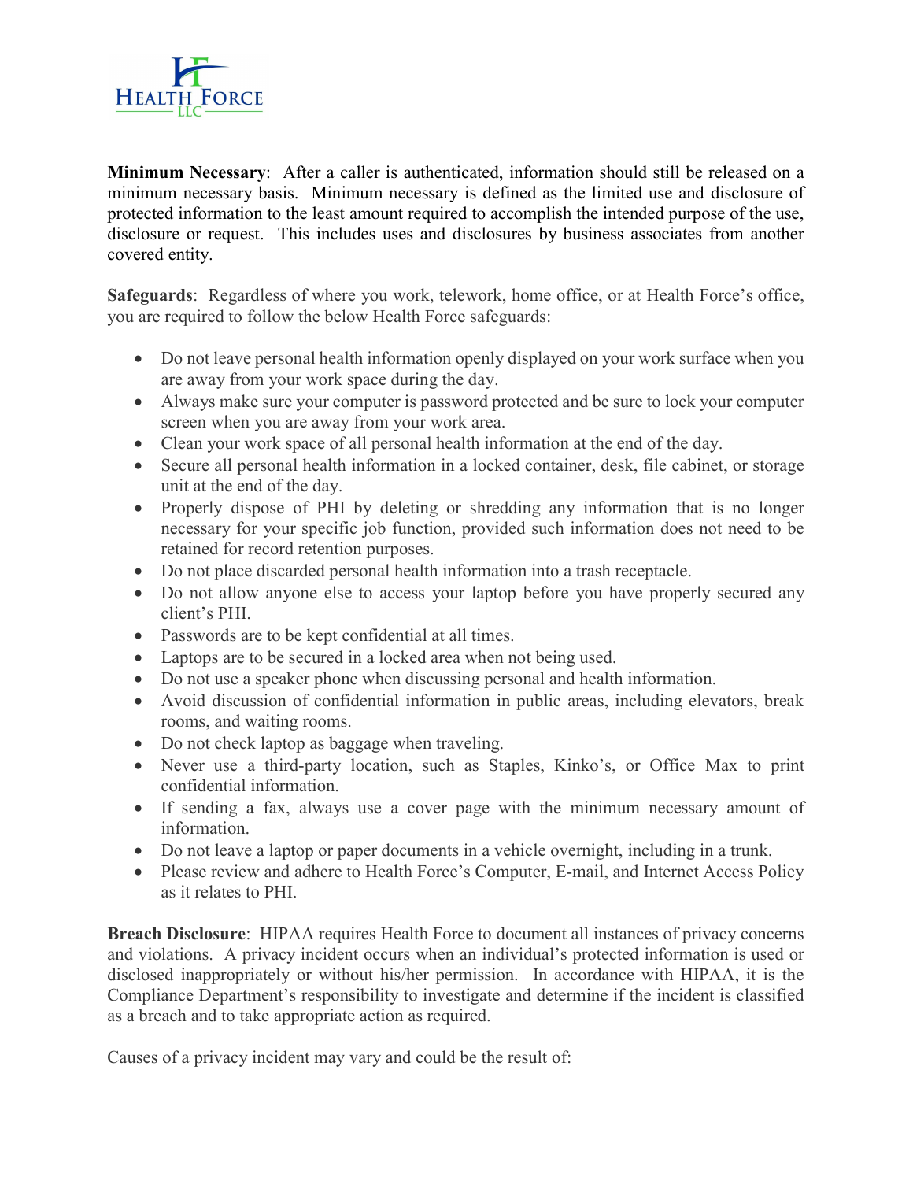**Minimum Necessary**: After a caller is authenticated, information should still be released on a minimum necessary basis. Minimum necessary is defined as the limited use and disclosure of protected information to the least amount required to accomplish the intended purpose of the use, disclosure or request. This includes uses and disclosures by business associates from another covered entity.

**Safeguards**: Regardless of where you work, telework, home office, or at Health Force's office, you are required to follow the below Health Force safeguards:

- Do not leave personal health information openly displayed on your work surface when you are away from your work space during the day.
- Always make sure your computer is password protected and be sure to lock your computer screen when you are away from your work area.
- Clean your work space of all personal health information at the end of the day.
- Secure all personal health information in a locked container, desk, file cabinet, or storage unit at the end of the day.
- Properly dispose of PHI by deleting or shredding any information that is no longer necessary for your specific job function, provided such information does not need to be retained for record retention purposes.
- Do not place discarded personal health information into a trash receptacle.
- Do not allow anyone else to access your laptop before you have properly secured any client's PHI.
- Passwords are to be kept confidential at all times.
- Laptops are to be secured in a locked area when not being used.
- Do not use a speaker phone when discussing personal and health information.
- Avoid discussion of confidential information in public areas, including elevators, break rooms, and waiting rooms.
- Do not check laptop as baggage when traveling.
- Never use a third-party location, such as Staples, Kinko's, or Office Max to print confidential information.
- If sending a fax, always use a cover page with the minimum necessary amount of information.
- Do not leave a laptop or paper documents in a vehicle overnight, including in a trunk.
- Please review and adhere to Health Force's Computer, E-mail, and Internet Access Policy as it relates to PHI.

**Breach Disclosure**: HIPAA requires Health Force to document all instances of privacy concerns and violations. A privacy incident occurs when an individual's protected information is used or disclosed inappropriately or without his/her permission. In accordance with HIPAA, it is the Compliance Department's responsibility to investigate and determine if the incident is classified as a breach and to take appropriate action as required.

Causes of a privacy incident may vary and could be the result of: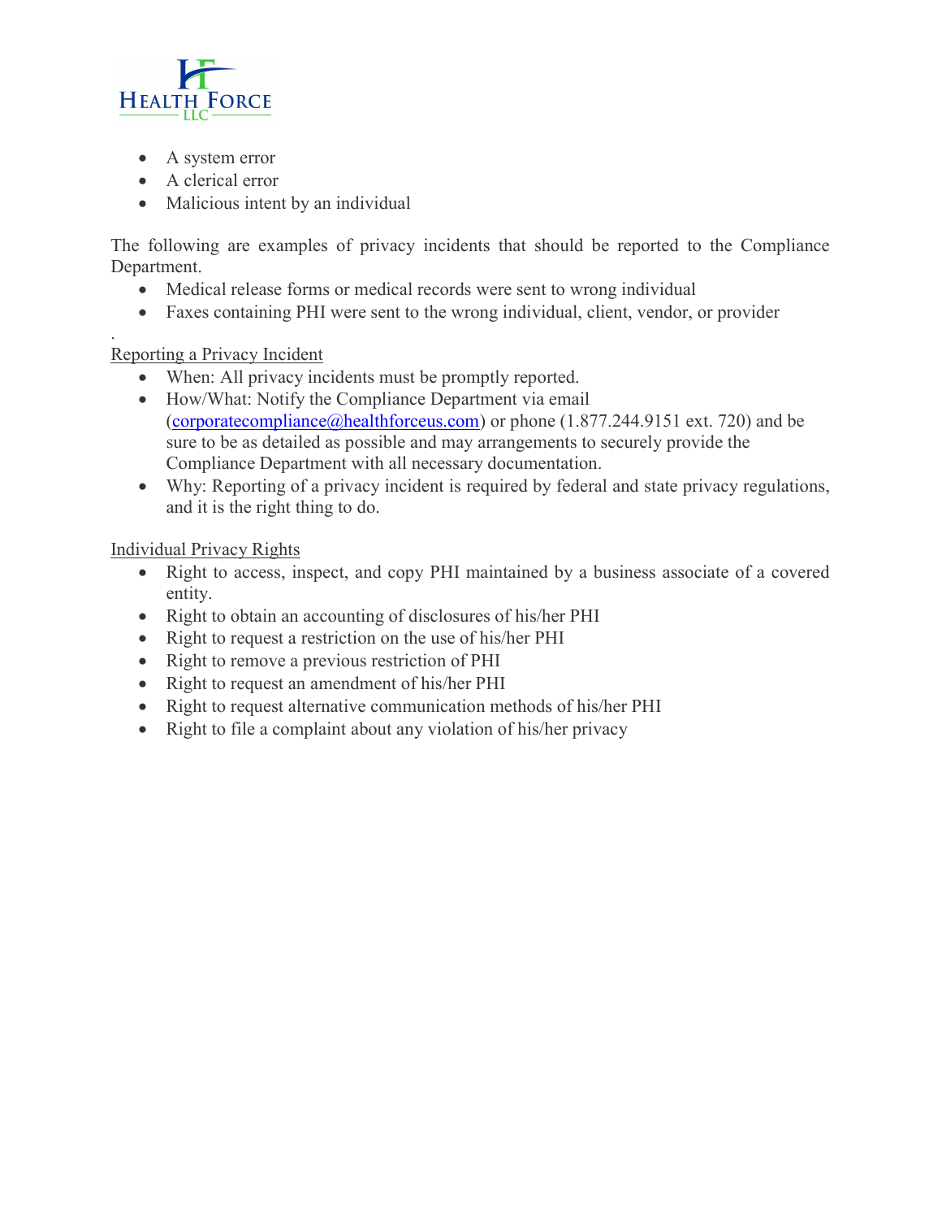- A system error
- A clerical error
- Malicious intent by an individual

The following are examples of privacy incidents that should be reported to the Compliance Department.

- Medical release forms or medical records were sent to wrong individual
- Faxes containing PHI were sent to the wrong individual, client, vendor, or provider

.

Reporting a Privacy Incident

- When: All privacy incidents must be promptly reported.
- How/What: Notify the Compliance Department via email (corporatecompliance@healthforceus.com) or phone (1.877.244.9151 ext. 720) and be sure to be as detailed as possible and may arrangements to securely provide the Compliance Department with all necessary documentation.
- Why: Reporting of a privacy incident is required by federal and state privacy regulations, and it is the right thing to do.

Individual Privacy Rights

- Right to access, inspect, and copy PHI maintained by a business associate of a covered entity.
- Right to obtain an accounting of disclosures of his/her PHI
- Right to request a restriction on the use of his/her PHI
- Right to remove a previous restriction of PHI
- Right to request an amendment of his/her PHI
- Right to request alternative communication methods of his/her PHI
- Right to file a complaint about any violation of his/her privacy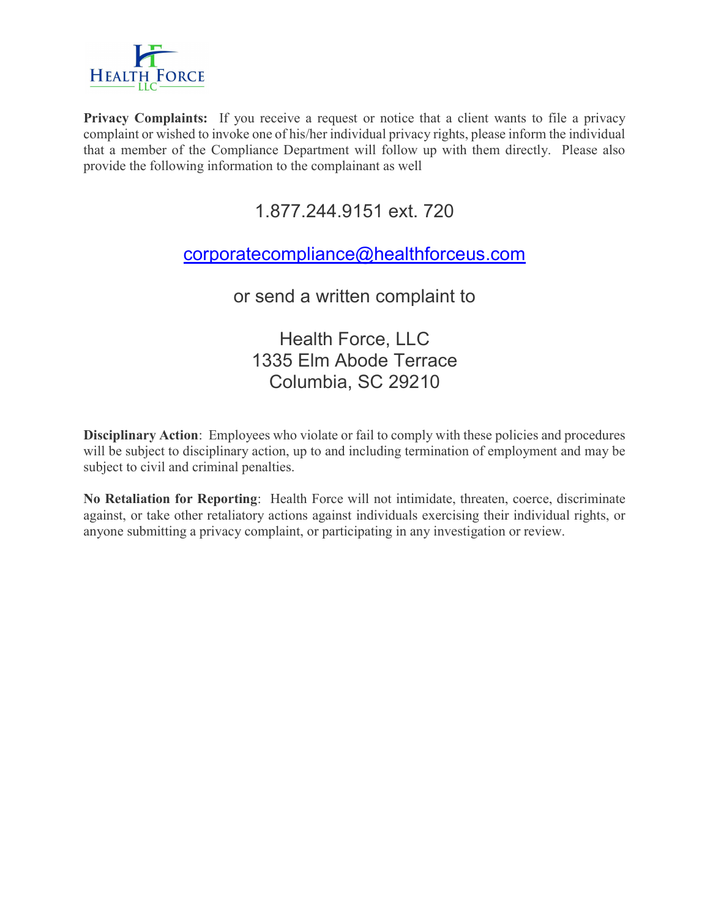**Privacy Complaints:** If you receive a request or notice that a client wants to file a privacy complaint or wished to invoke one of his/her individual privacy rights, please inform the individual that a member of the Compliance Department will follow up with them directly. Please also provide the following information to the complainant as well

1.877.244.9151 ext. 720

corporatecompliance@healthforceus.com

or send a written complaint to

Health Force, LLC
1335 Elm Abode Terrace
Columbia, SC 29210

**Disciplinary Action**: Employees who violate or fail to comply with these policies and procedures will be subject to disciplinary action, up to and including termination of employment and may be subject to civil and criminal penalties.

**No Retaliation for Reporting**: Health Force will not intimidate, threaten, coerce, discriminate against, or take other retaliatory actions against individuals exercising their individual rights, or anyone submitting a privacy complaint, or participating in any investigation or review.